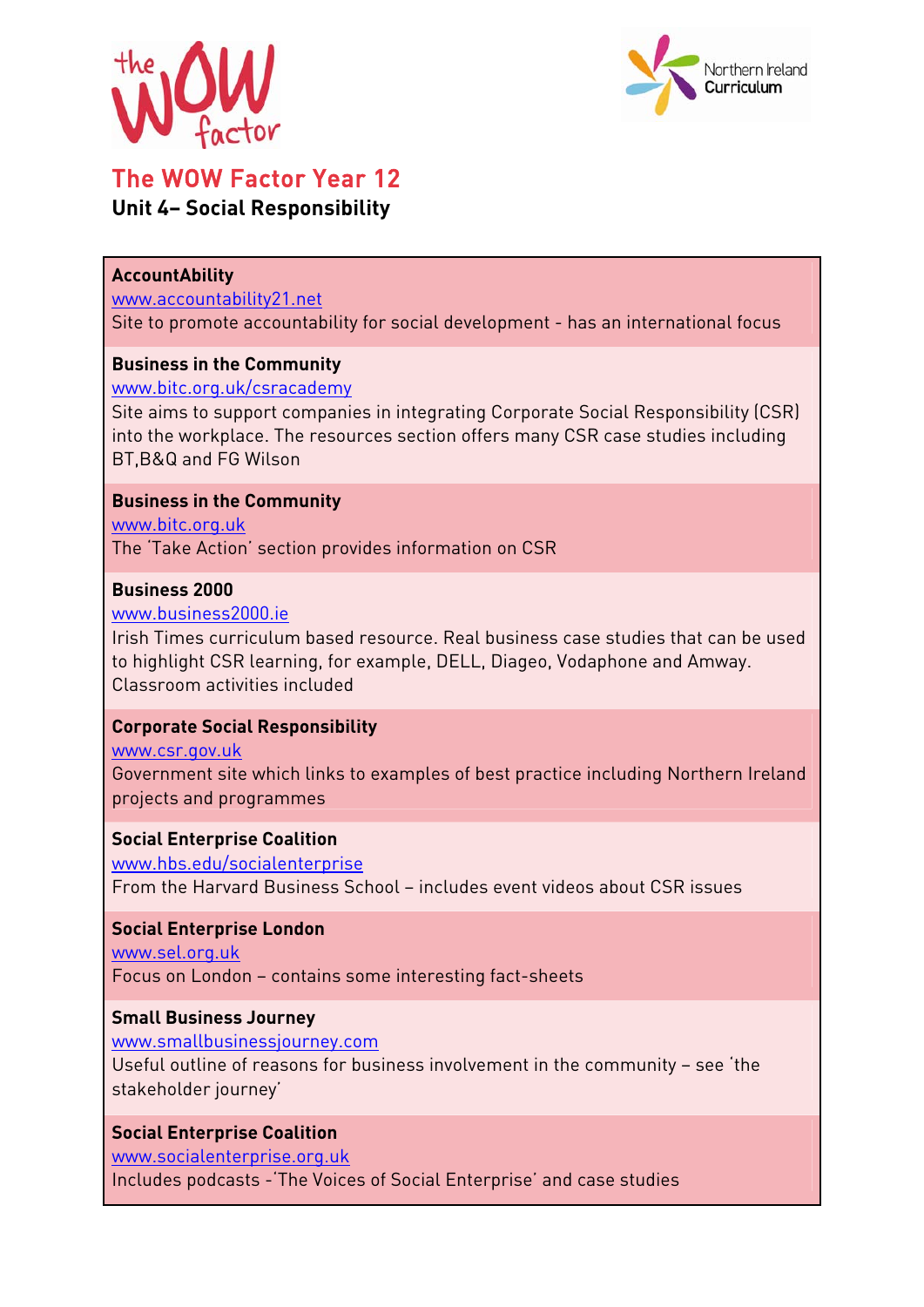# The WOW Factor Year 12

## Unit 4– Social Responsibility

**AccountAbility**
www.accountability21.net
Site to promote accountability for social development - has an international focus

**Business in the Community**
www.bitc.org.uk/csracademy
Site aims to support companies in integrating Corporate Social Responsibility (CSR) into the workplace. The resources section offers many CSR case studies including BT,B&Q and FG Wilson

**Business in the Community**
www.bitc.org.uk
The 'Take Action' section provides information on CSR

**Business 2000**
www.business2000.ie
Irish Times curriculum based resource. Real business case studies that can be used to highlight CSR learning, for example, DELL, Diageo, Vodafone and Amway. Classroom activities included

**Corporate Social Responsibility**
www.csr.gov.uk
Government site which links to examples of best practice including Northern Ireland projects and programmes

**Social Enterprise Coalition**
www.hbs.edu/socialenterprise
From the Harvard Business School – includes event videos about CSR issues

**Social Enterprise London**
www.sel.org.uk
Focus on London – contains some interesting fact-sheets

**Small Business Journey**
www.smallbusinessjourney.com
Useful outline of reasons for business involvement in the community – see 'the stakeholder journey'

**Social Enterprise Coalition**
www.socialenterprise.org.uk
Includes podcasts -'The Voices of Social Enterprise' and case studies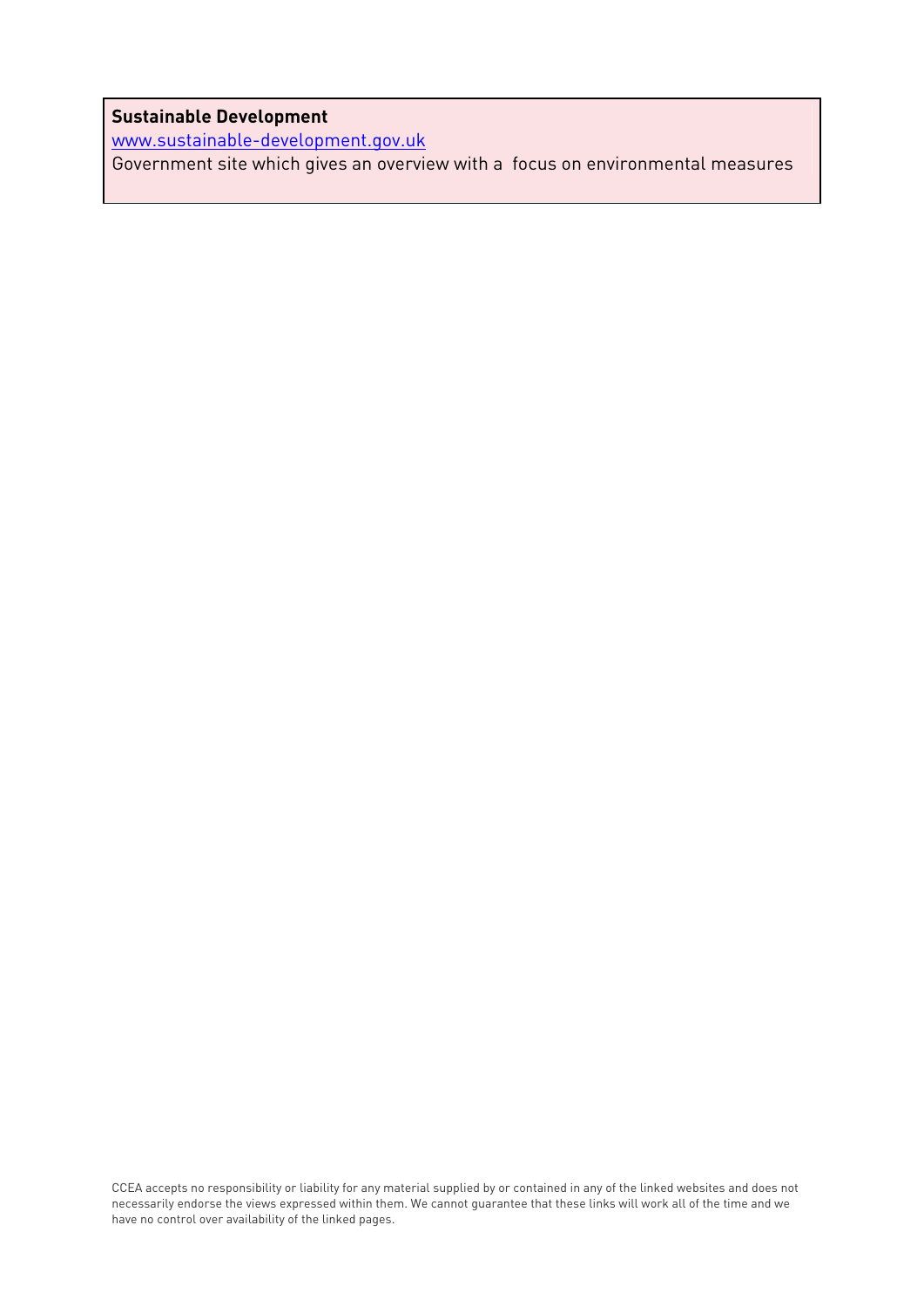**Sustainable Development**
www.sustainable-development.gov.uk
Government site which gives an overview with a focus on environmental measures

CCEA accepts no responsibility or liability for any material supplied by or contained in any of the linked websites and does not necessarily endorse the views expressed within them. We cannot guarantee that these links will work all of the time and we have no control over availability of the linked pages.